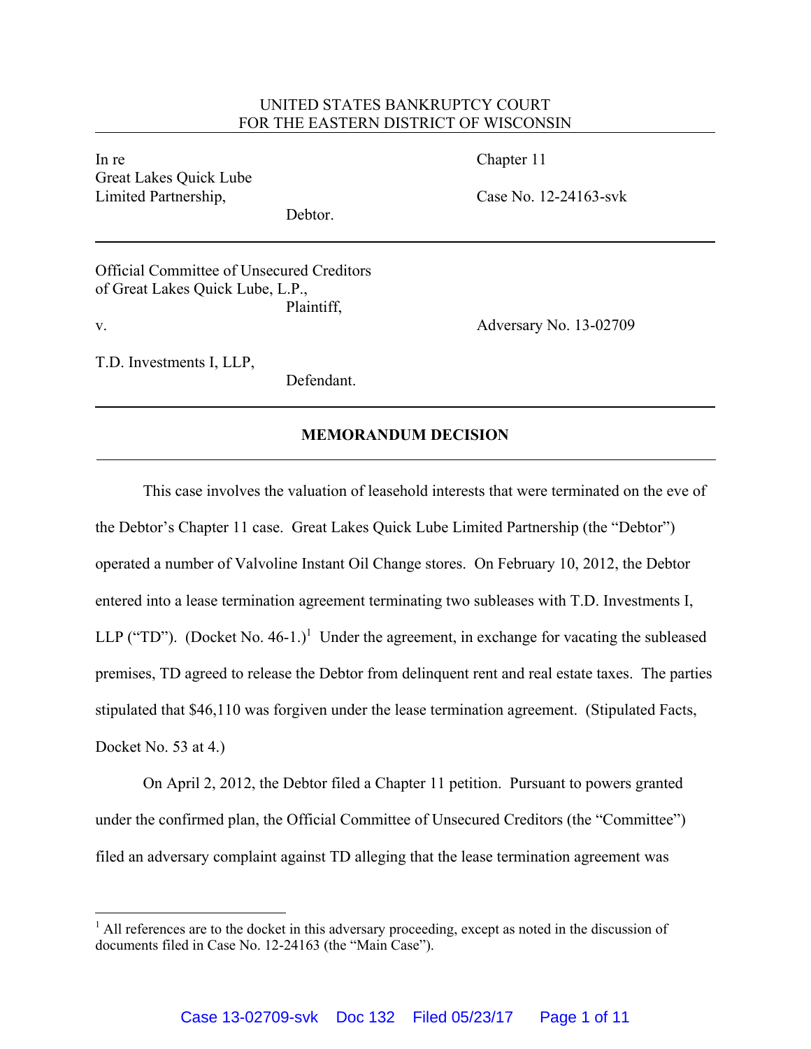UNITED STATES BANKRUPTCY COURT
FOR THE EASTERN DISTRICT OF WISCONSIN

| | |
|---|---|
| In re<br>Great Lakes Quick Lube<br>Limited Partnership,<br>Debtor. | Chapter 11<br><br>Case No. 12-24163-svk |

| | |
|---|---|
| Official Committee of Unsecured Creditors<br>of Great Lakes Quick Lube, L.P.,<br>Plaintiff,<br>v.<br><br>T.D. Investments I, LLP,<br>Defendant. | <br><br><br>Adversary No. 13-02709 |

**MEMORANDUM DECISION**

This case involves the valuation of leasehold interests that were terminated on the eve of the Debtor's Chapter 11 case. Great Lakes Quick Lube Limited Partnership (the "Debtor") operated a number of Valvoline Instant Oil Change stores. On February 10, 2012, the Debtor entered into a lease termination agreement terminating two subleases with T.D. Investments I, LLP ("TD"). (Docket No. 46-1.)[1] Under the agreement, in exchange for vacating the subleased premises, TD agreed to release the Debtor from delinquent rent and real estate taxes. The parties stipulated that $46,110 was forgiven under the lease termination agreement. (Stipulated Facts, Docket No. 53 at 4.)

On April 2, 2012, the Debtor filed a Chapter 11 petition. Pursuant to powers granted under the confirmed plan, the Official Committee of Unsecured Creditors (the "Committee") filed an adversary complaint against TD alleging that the lease termination agreement was

[1] All references are to the docket in this adversary proceeding, except as noted in the discussion of documents filed in Case No. 12-24163 (the "Main Case").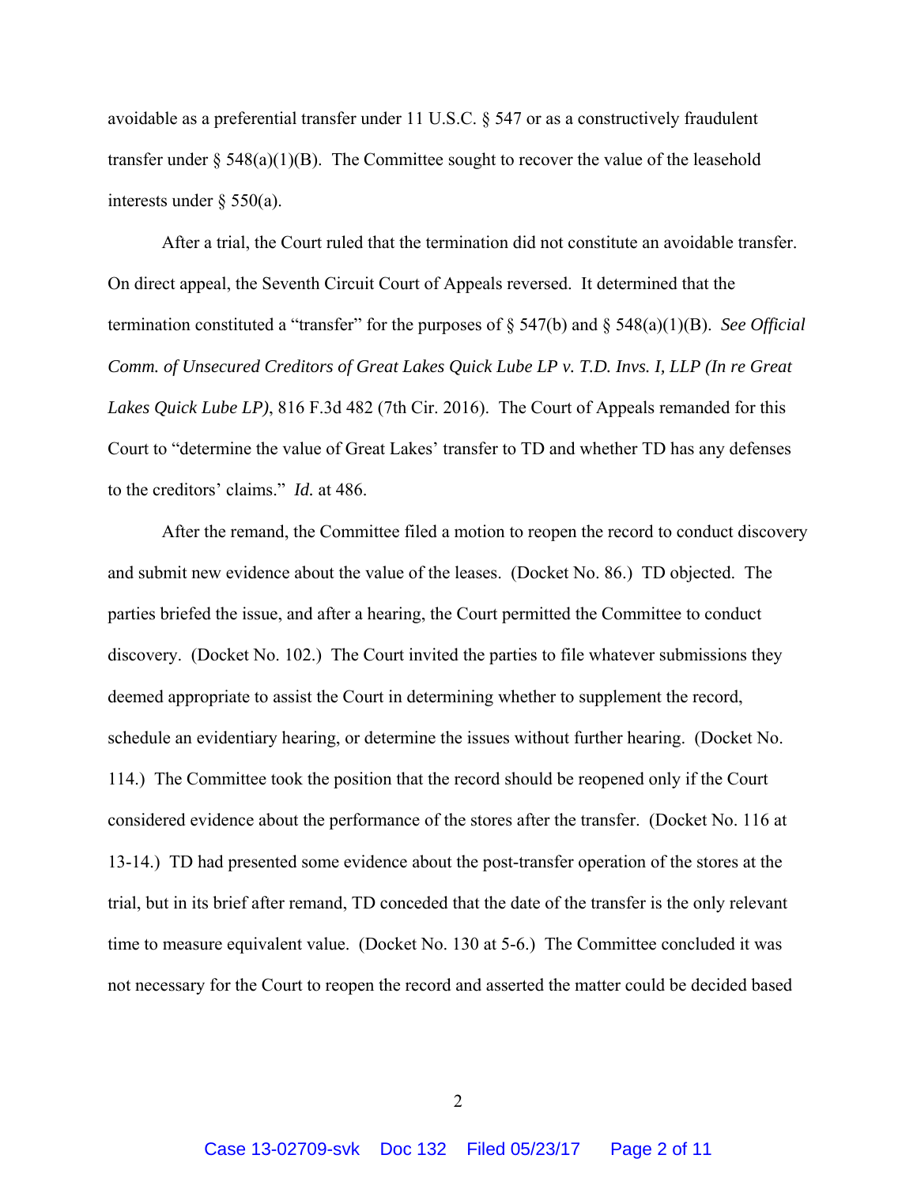avoidable as a preferential transfer under 11 U.S.C. § 547 or as a constructively fraudulent transfer under § 548(a)(1)(B). The Committee sought to recover the value of the leasehold interests under § 550(a).

After a trial, the Court ruled that the termination did not constitute an avoidable transfer. On direct appeal, the Seventh Circuit Court of Appeals reversed. It determined that the termination constituted a "transfer" for the purposes of § 547(b) and § 548(a)(1)(B). *See Official Comm. of Unsecured Creditors of Great Lakes Quick Lube LP v. T.D. Invs. I, LLP (In re Great Lakes Quick Lube LP)*, 816 F.3d 482 (7th Cir. 2016). The Court of Appeals remanded for this Court to "determine the value of Great Lakes' transfer to TD and whether TD has any defenses to the creditors' claims." *Id.* at 486.

After the remand, the Committee filed a motion to reopen the record to conduct discovery and submit new evidence about the value of the leases. (Docket No. 86.) TD objected. The parties briefed the issue, and after a hearing, the Court permitted the Committee to conduct discovery. (Docket No. 102.) The Court invited the parties to file whatever submissions they deemed appropriate to assist the Court in determining whether to supplement the record, schedule an evidentiary hearing, or determine the issues without further hearing. (Docket No. 114.) The Committee took the position that the record should be reopened only if the Court considered evidence about the performance of the stores after the transfer. (Docket No. 116 at 13-14.) TD had presented some evidence about the post-transfer operation of the stores at the trial, but in its brief after remand, TD conceded that the date of the transfer is the only relevant time to measure equivalent value. (Docket No. 130 at 5-6.) The Committee concluded it was not necessary for the Court to reopen the record and asserted the matter could be decided based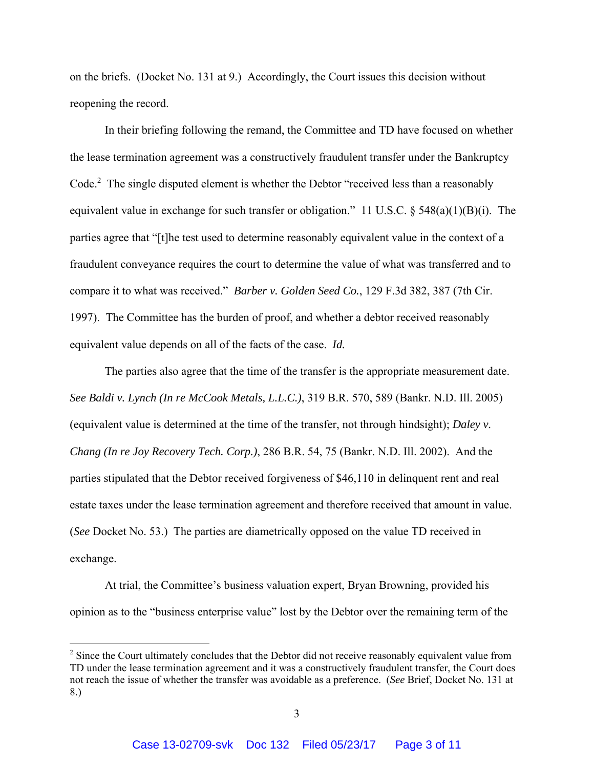on the briefs. (Docket No. 131 at 9.) Accordingly, the Court issues this decision without reopening the record.

In their briefing following the remand, the Committee and TD have focused on whether the lease termination agreement was a constructively fraudulent transfer under the Bankruptcy Code.[2] The single disputed element is whether the Debtor "received less than a reasonably equivalent value in exchange for such transfer or obligation." 11 U.S.C. § 548(a)(1)(B)(i). The parties agree that "[t]he test used to determine reasonably equivalent value in the context of a fraudulent conveyance requires the court to determine the value of what was transferred and to compare it to what was received." *Barber v. Golden Seed Co.*, 129 F.3d 382, 387 (7th Cir. 1997). The Committee has the burden of proof, and whether a debtor received reasonably equivalent value depends on all of the facts of the case. *Id.*

The parties also agree that the time of the transfer is the appropriate measurement date. *See Baldi v. Lynch (In re McCook Metals, L.L.C.)*, 319 B.R. 570, 589 (Bankr. N.D. Ill. 2005) (equivalent value is determined at the time of the transfer, not through hindsight); *Daley v. Chang (In re Joy Recovery Tech. Corp.)*, 286 B.R. 54, 75 (Bankr. N.D. Ill. 2002). And the parties stipulated that the Debtor received forgiveness of $46,110 in delinquent rent and real estate taxes under the lease termination agreement and therefore received that amount in value. (*See* Docket No. 53.) The parties are diametrically opposed on the value TD received in exchange.

At trial, the Committee's business valuation expert, Bryan Browning, provided his opinion as to the "business enterprise value" lost by the Debtor over the remaining term of the

---

[2] Since the Court ultimately concludes that the Debtor did not receive reasonably equivalent value from TD under the lease termination agreement and it was a constructively fraudulent transfer, the Court does not reach the issue of whether the transfer was avoidable as a preference. (*See* Brief, Docket No. 131 at 8.)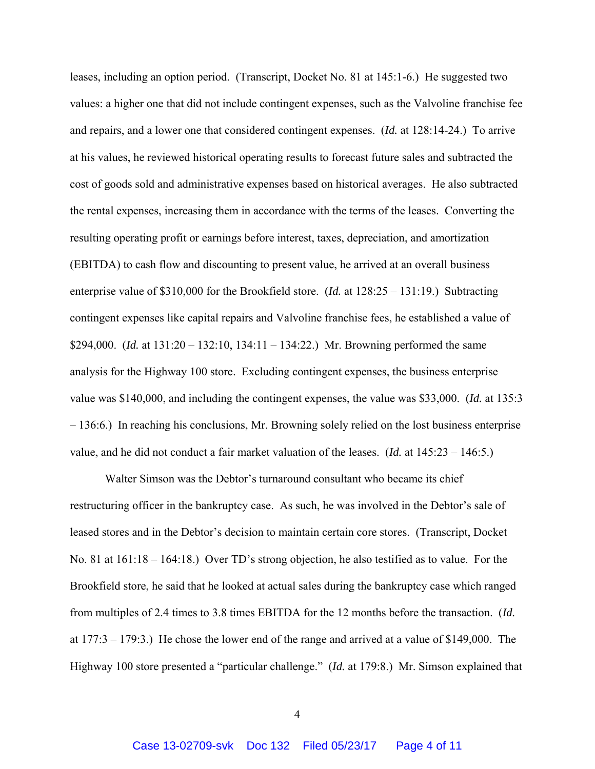leases, including an option period. (Transcript, Docket No. 81 at 145:1-6.) He suggested two values: a higher one that did not include contingent expenses, such as the Valvoline franchise fee and repairs, and a lower one that considered contingent expenses. (*Id.* at 128:14-24.) To arrive at his values, he reviewed historical operating results to forecast future sales and subtracted the cost of goods sold and administrative expenses based on historical averages. He also subtracted the rental expenses, increasing them in accordance with the terms of the leases. Converting the resulting operating profit or earnings before interest, taxes, depreciation, and amortization (EBITDA) to cash flow and discounting to present value, he arrived at an overall business enterprise value of $310,000 for the Brookfield store. (*Id.* at 128:25 – 131:19.) Subtracting contingent expenses like capital repairs and Valvoline franchise fees, he established a value of $294,000. (*Id.* at 131:20 – 132:10, 134:11 – 134:22.) Mr. Browning performed the same analysis for the Highway 100 store. Excluding contingent expenses, the business enterprise value was $140,000, and including the contingent expenses, the value was $33,000. (*Id.* at 135:3 – 136:6.) In reaching his conclusions, Mr. Browning solely relied on the lost business enterprise value, and he did not conduct a fair market valuation of the leases. (*Id.* at 145:23 – 146:5.)

Walter Simson was the Debtor's turnaround consultant who became its chief restructuring officer in the bankruptcy case. As such, he was involved in the Debtor's sale of leased stores and in the Debtor's decision to maintain certain core stores. (Transcript, Docket No. 81 at 161:18 – 164:18.) Over TD's strong objection, he also testified as to value. For the Brookfield store, he said that he looked at actual sales during the bankruptcy case which ranged from multiples of 2.4 times to 3.8 times EBITDA for the 12 months before the transaction. (*Id.* at 177:3 – 179:3.) He chose the lower end of the range and arrived at a value of $149,000. The Highway 100 store presented a "particular challenge." (*Id.* at 179:8.) Mr. Simson explained that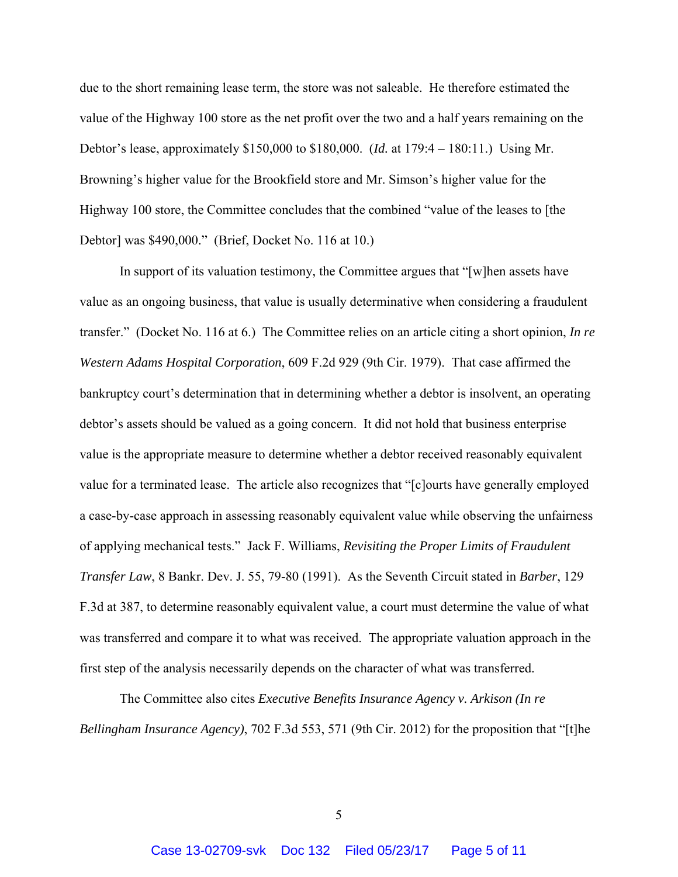due to the short remaining lease term, the store was not saleable. He therefore estimated the value of the Highway 100 store as the net profit over the two and a half years remaining on the Debtor's lease, approximately $150,000 to $180,000. (*Id.* at 179:4 – 180:11.) Using Mr. Browning's higher value for the Brookfield store and Mr. Simson's higher value for the Highway 100 store, the Committee concludes that the combined "value of the leases to [the Debtor] was $490,000." (Brief, Docket No. 116 at 10.)

In support of its valuation testimony, the Committee argues that "[w]hen assets have value as an ongoing business, that value is usually determinative when considering a fraudulent transfer." (Docket No. 116 at 6.) The Committee relies on an article citing a short opinion, *In re Western Adams Hospital Corporation*, 609 F.2d 929 (9th Cir. 1979). That case affirmed the bankruptcy court's determination that in determining whether a debtor is insolvent, an operating debtor's assets should be valued as a going concern. It did not hold that business enterprise value is the appropriate measure to determine whether a debtor received reasonably equivalent value for a terminated lease. The article also recognizes that "[c]ourts have generally employed a case-by-case approach in assessing reasonably equivalent value while observing the unfairness of applying mechanical tests." Jack F. Williams, *Revisiting the Proper Limits of Fraudulent Transfer Law*, 8 Bankr. Dev. J. 55, 79-80 (1991). As the Seventh Circuit stated in *Barber*, 129 F.3d at 387, to determine reasonably equivalent value, a court must determine the value of what was transferred and compare it to what was received. The appropriate valuation approach in the first step of the analysis necessarily depends on the character of what was transferred.

The Committee also cites *Executive Benefits Insurance Agency v. Arkison (In re Bellingham Insurance Agency)*, 702 F.3d 553, 571 (9th Cir. 2012) for the proposition that "[t]he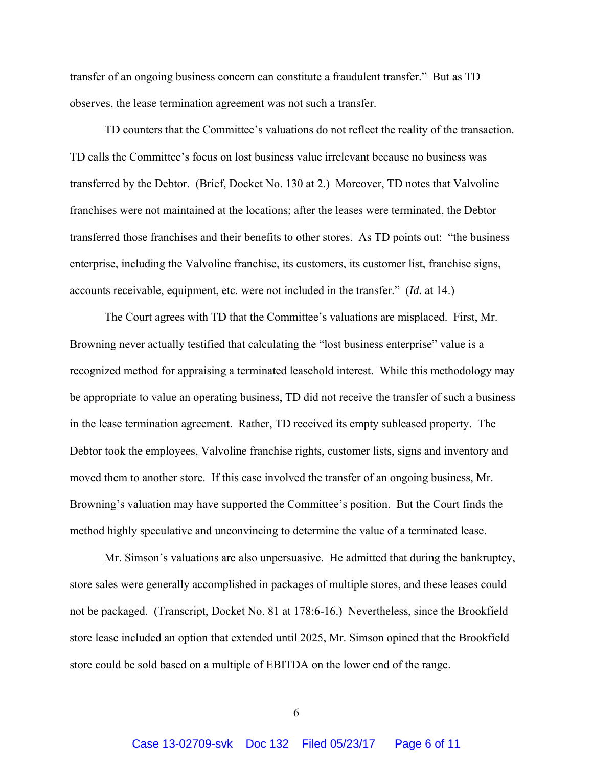transfer of an ongoing business concern can constitute a fraudulent transfer." But as TD observes, the lease termination agreement was not such a transfer.

TD counters that the Committee's valuations do not reflect the reality of the transaction. TD calls the Committee's focus on lost business value irrelevant because no business was transferred by the Debtor. (Brief, Docket No. 130 at 2.) Moreover, TD notes that Valvoline franchises were not maintained at the locations; after the leases were terminated, the Debtor transferred those franchises and their benefits to other stores. As TD points out: "the business enterprise, including the Valvoline franchise, its customers, its customer list, franchise signs, accounts receivable, equipment, etc. were not included in the transfer." (*Id.* at 14.)

The Court agrees with TD that the Committee's valuations are misplaced. First, Mr. Browning never actually testified that calculating the "lost business enterprise" value is a recognized method for appraising a terminated leasehold interest. While this methodology may be appropriate to value an operating business, TD did not receive the transfer of such a business in the lease termination agreement. Rather, TD received its empty subleased property. The Debtor took the employees, Valvoline franchise rights, customer lists, signs and inventory and moved them to another store. If this case involved the transfer of an ongoing business, Mr. Browning's valuation may have supported the Committee's position. But the Court finds the method highly speculative and unconvincing to determine the value of a terminated lease.

Mr. Simson's valuations are also unpersuasive. He admitted that during the bankruptcy, store sales were generally accomplished in packages of multiple stores, and these leases could not be packaged. (Transcript, Docket No. 81 at 178:6-16.) Nevertheless, since the Brookfield store lease included an option that extended until 2025, Mr. Simson opined that the Brookfield store could be sold based on a multiple of EBITDA on the lower end of the range.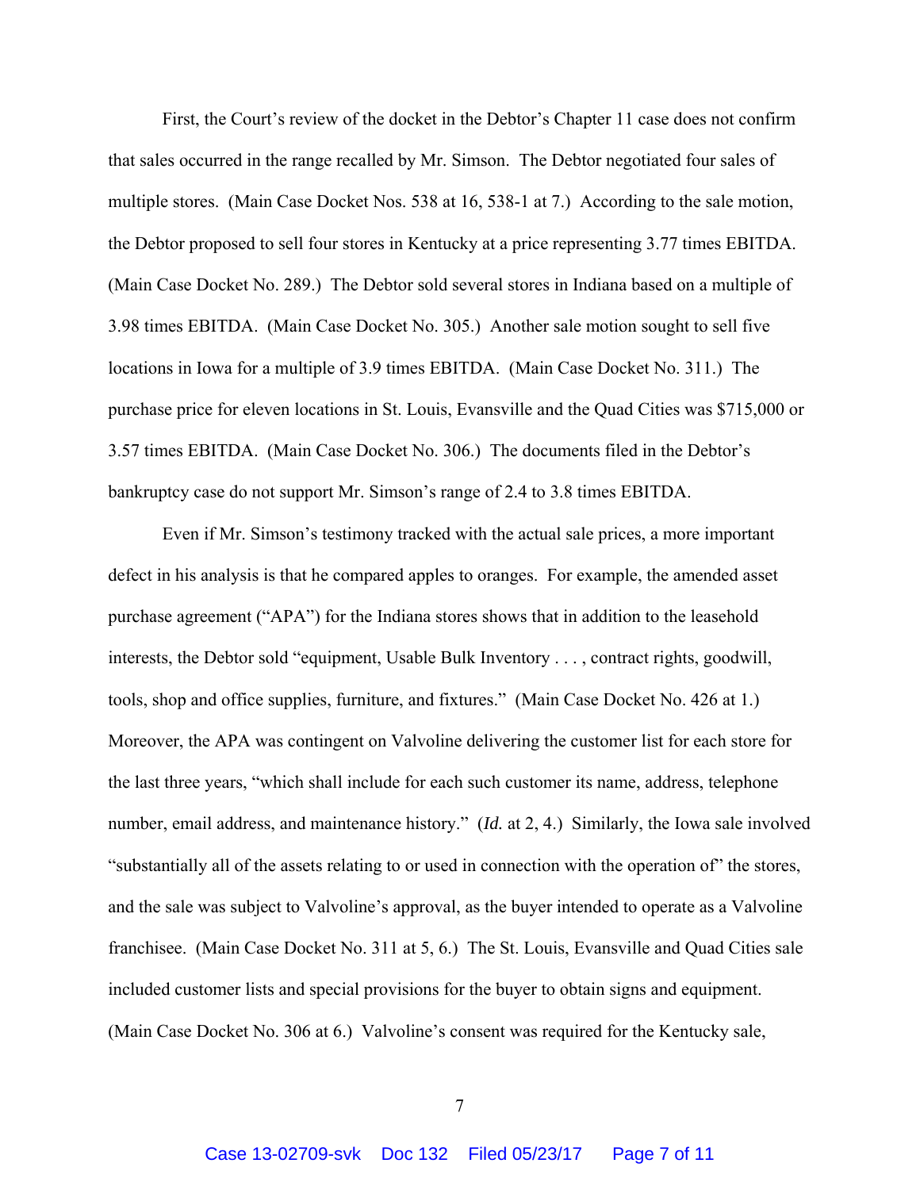First, the Court's review of the docket in the Debtor's Chapter 11 case does not confirm that sales occurred in the range recalled by Mr. Simson. The Debtor negotiated four sales of multiple stores. (Main Case Docket Nos. 538 at 16, 538-1 at 7.) According to the sale motion, the Debtor proposed to sell four stores in Kentucky at a price representing 3.77 times EBITDA. (Main Case Docket No. 289.) The Debtor sold several stores in Indiana based on a multiple of 3.98 times EBITDA. (Main Case Docket No. 305.) Another sale motion sought to sell five locations in Iowa for a multiple of 3.9 times EBITDA. (Main Case Docket No. 311.) The purchase price for eleven locations in St. Louis, Evansville and the Quad Cities was $715,000 or 3.57 times EBITDA. (Main Case Docket No. 306.) The documents filed in the Debtor's bankruptcy case do not support Mr. Simson's range of 2.4 to 3.8 times EBITDA.

Even if Mr. Simson's testimony tracked with the actual sale prices, a more important defect in his analysis is that he compared apples to oranges. For example, the amended asset purchase agreement ("APA") for the Indiana stores shows that in addition to the leasehold interests, the Debtor sold "equipment, Usable Bulk Inventory . . . , contract rights, goodwill, tools, shop and office supplies, furniture, and fixtures." (Main Case Docket No. 426 at 1.) Moreover, the APA was contingent on Valvoline delivering the customer list for each store for the last three years, "which shall include for each such customer its name, address, telephone number, email address, and maintenance history." (*Id.* at 2, 4.) Similarly, the Iowa sale involved "substantially all of the assets relating to or used in connection with the operation of" the stores, and the sale was subject to Valvoline's approval, as the buyer intended to operate as a Valvoline franchisee. (Main Case Docket No. 311 at 5, 6.) The St. Louis, Evansville and Quad Cities sale included customer lists and special provisions for the buyer to obtain signs and equipment. (Main Case Docket No. 306 at 6.) Valvoline's consent was required for the Kentucky sale,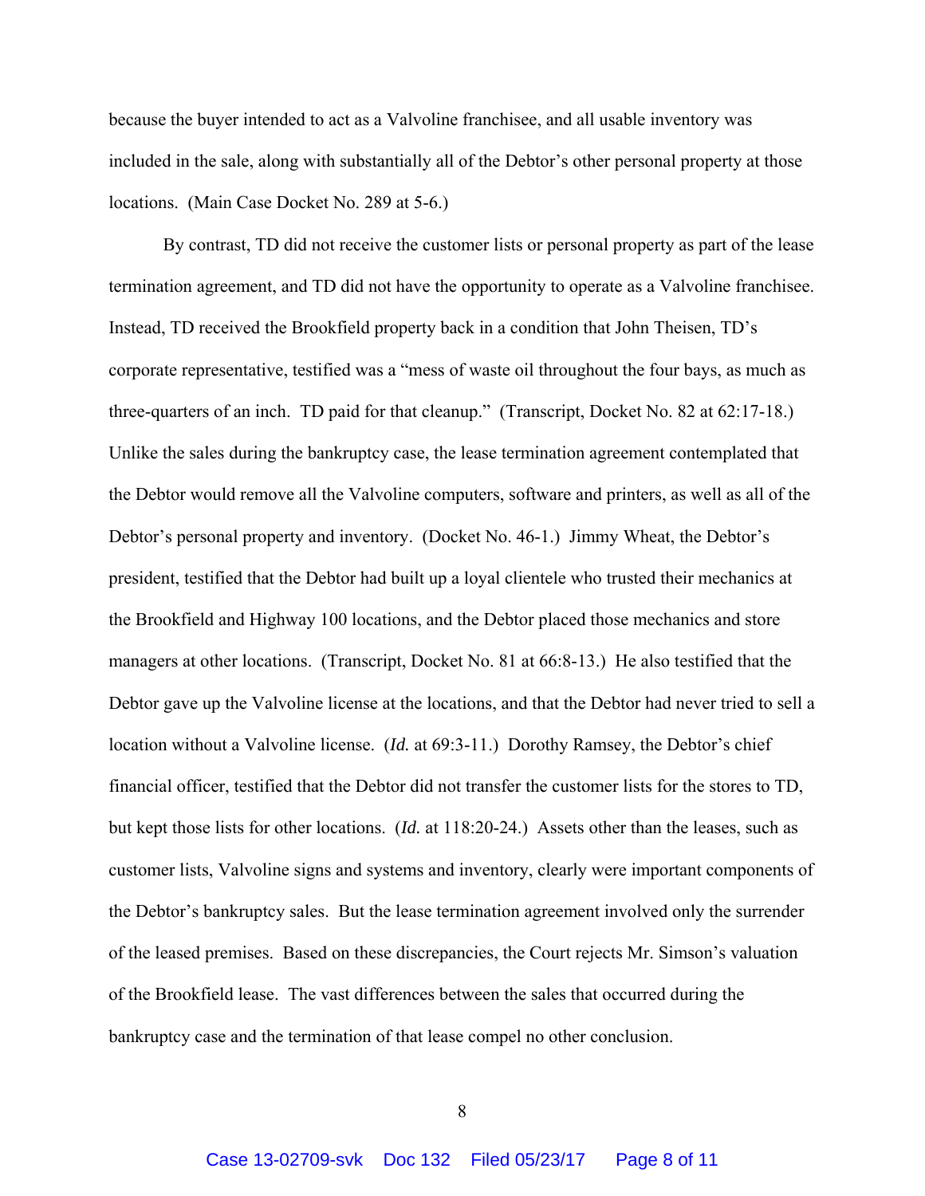because the buyer intended to act as a Valvoline franchisee, and all usable inventory was included in the sale, along with substantially all of the Debtor's other personal property at those locations. (Main Case Docket No. 289 at 5-6.)

By contrast, TD did not receive the customer lists or personal property as part of the lease termination agreement, and TD did not have the opportunity to operate as a Valvoline franchisee. Instead, TD received the Brookfield property back in a condition that John Theisen, TD's corporate representative, testified was a "mess of waste oil throughout the four bays, as much as three-quarters of an inch. TD paid for that cleanup." (Transcript, Docket No. 82 at 62:17-18.) Unlike the sales during the bankruptcy case, the lease termination agreement contemplated that the Debtor would remove all the Valvoline computers, software and printers, as well as all of the Debtor's personal property and inventory. (Docket No. 46-1.) Jimmy Wheat, the Debtor's president, testified that the Debtor had built up a loyal clientele who trusted their mechanics at the Brookfield and Highway 100 locations, and the Debtor placed those mechanics and store managers at other locations. (Transcript, Docket No. 81 at 66:8-13.) He also testified that the Debtor gave up the Valvoline license at the locations, and that the Debtor had never tried to sell a location without a Valvoline license. (*Id.* at 69:3-11.) Dorothy Ramsey, the Debtor's chief financial officer, testified that the Debtor did not transfer the customer lists for the stores to TD, but kept those lists for other locations. (*Id.* at 118:20-24.) Assets other than the leases, such as customer lists, Valvoline signs and systems and inventory, clearly were important components of the Debtor's bankruptcy sales. But the lease termination agreement involved only the surrender of the leased premises. Based on these discrepancies, the Court rejects Mr. Simson's valuation of the Brookfield lease. The vast differences between the sales that occurred during the bankruptcy case and the termination of that lease compel no other conclusion.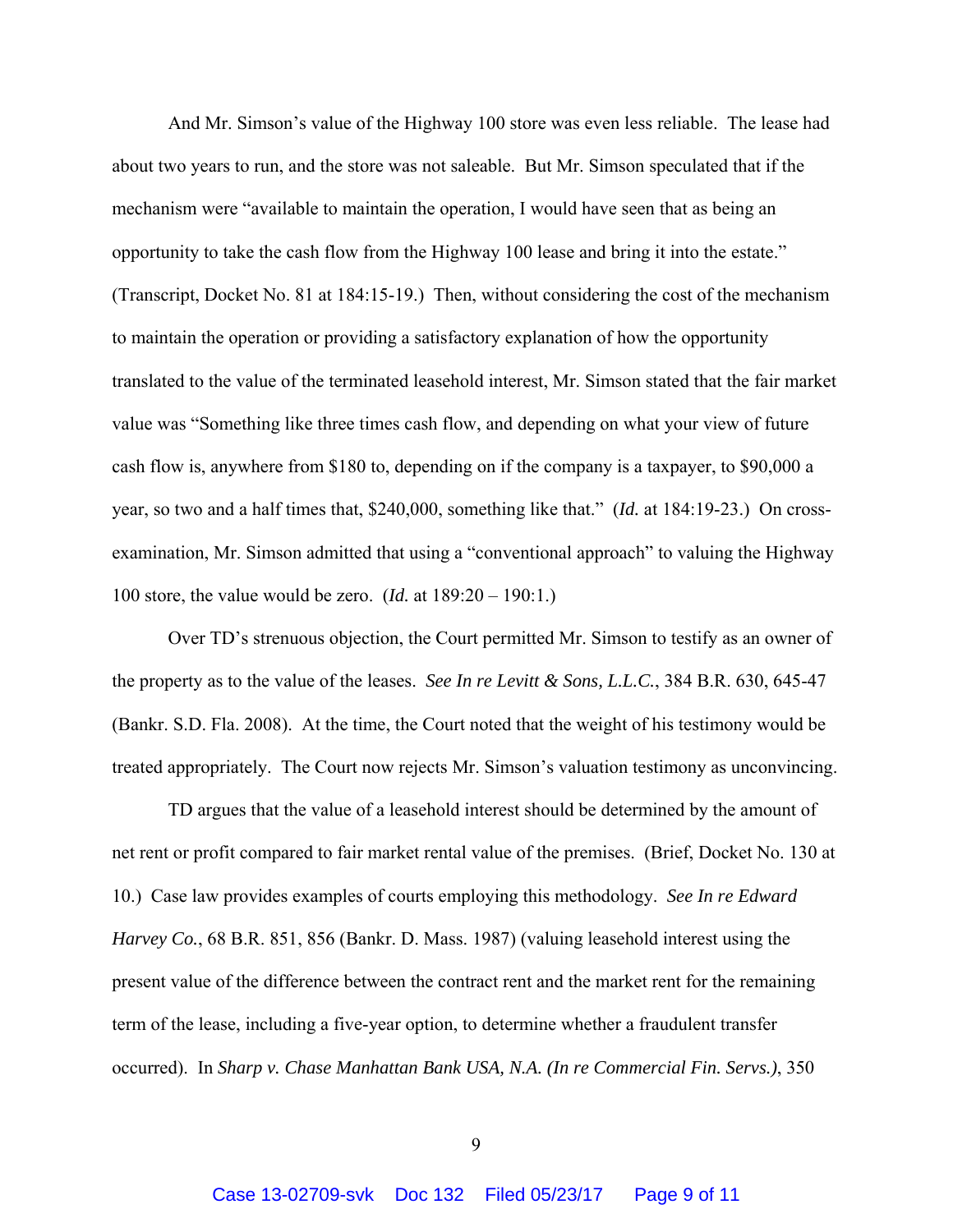And Mr. Simson's value of the Highway 100 store was even less reliable. The lease had about two years to run, and the store was not saleable. But Mr. Simson speculated that if the mechanism were "available to maintain the operation, I would have seen that as being an opportunity to take the cash flow from the Highway 100 lease and bring it into the estate." (Transcript, Docket No. 81 at 184:15-19.) Then, without considering the cost of the mechanism to maintain the operation or providing a satisfactory explanation of how the opportunity translated to the value of the terminated leasehold interest, Mr. Simson stated that the fair market value was "Something like three times cash flow, and depending on what your view of future cash flow is, anywhere from $180 to, depending on if the company is a taxpayer, to $90,000 a year, so two and a half times that, $240,000, something like that." (*Id.* at 184:19-23.) On cross-examination, Mr. Simson admitted that using a "conventional approach" to valuing the Highway 100 store, the value would be zero. (*Id.* at 189:20 – 190:1.)

Over TD's strenuous objection, the Court permitted Mr. Simson to testify as an owner of the property as to the value of the leases. *See In re Levitt & Sons, L.L.C.*, 384 B.R. 630, 645-47 (Bankr. S.D. Fla. 2008). At the time, the Court noted that the weight of his testimony would be treated appropriately. The Court now rejects Mr. Simson's valuation testimony as unconvincing.

TD argues that the value of a leasehold interest should be determined by the amount of net rent or profit compared to fair market rental value of the premises. (Brief, Docket No. 130 at 10.) Case law provides examples of courts employing this methodology. *See In re Edward Harvey Co.*, 68 B.R. 851, 856 (Bankr. D. Mass. 1987) (valuing leasehold interest using the present value of the difference between the contract rent and the market rent for the remaining term of the lease, including a five-year option, to determine whether a fraudulent transfer occurred). In *Sharp v. Chase Manhattan Bank USA, N.A. (In re Commercial Fin. Servs.)*, 350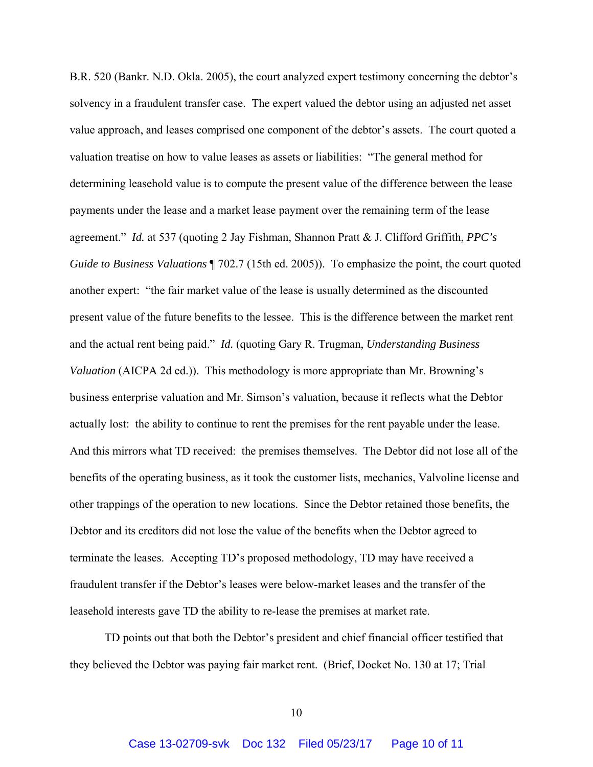B.R. 520 (Bankr. N.D. Okla. 2005), the court analyzed expert testimony concerning the debtor's solvency in a fraudulent transfer case. The expert valued the debtor using an adjusted net asset value approach, and leases comprised one component of the debtor's assets. The court quoted a valuation treatise on how to value leases as assets or liabilities: "The general method for determining leasehold value is to compute the present value of the difference between the lease payments under the lease and a market lease payment over the remaining term of the lease agreement." *Id.* at 537 (quoting 2 Jay Fishman, Shannon Pratt & J. Clifford Griffith, *PPC's Guide to Business Valuations* ¶ 702.7 (15th ed. 2005)). To emphasize the point, the court quoted another expert: "the fair market value of the lease is usually determined as the discounted present value of the future benefits to the lessee. This is the difference between the market rent and the actual rent being paid." *Id.* (quoting Gary R. Trugman, *Understanding Business Valuation* (AICPA 2d ed.)). This methodology is more appropriate than Mr. Browning's business enterprise valuation and Mr. Simson's valuation, because it reflects what the Debtor actually lost: the ability to continue to rent the premises for the rent payable under the lease. And this mirrors what TD received: the premises themselves. The Debtor did not lose all of the benefits of the operating business, as it took the customer lists, mechanics, Valvoline license and other trappings of the operation to new locations. Since the Debtor retained those benefits, the Debtor and its creditors did not lose the value of the benefits when the Debtor agreed to terminate the leases. Accepting TD's proposed methodology, TD may have received a fraudulent transfer if the Debtor's leases were below-market leases and the transfer of the leasehold interests gave TD the ability to re-lease the premises at market rate.

TD points out that both the Debtor's president and chief financial officer testified that they believed the Debtor was paying fair market rent. (Brief, Docket No. 130 at 17; Trial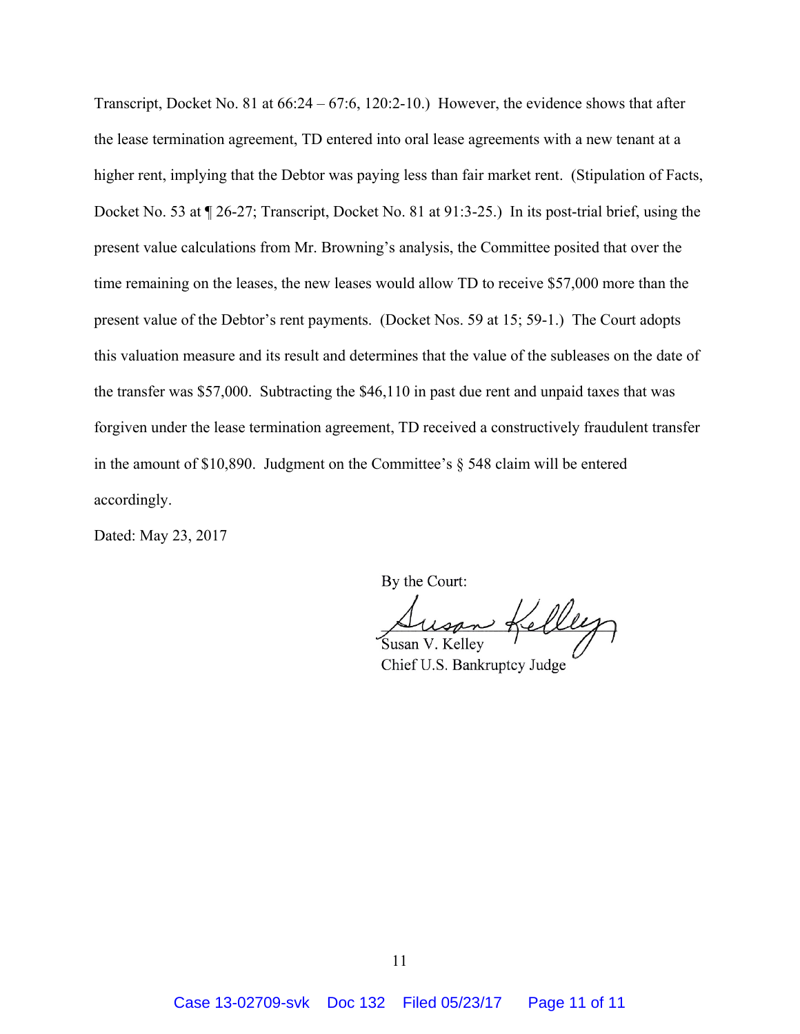Transcript, Docket No. 81 at 66:24 – 67:6, 120:2-10.) However, the evidence shows that after the lease termination agreement, TD entered into oral lease agreements with a new tenant at a higher rent, implying that the Debtor was paying less than fair market rent. (Stipulation of Facts, Docket No. 53 at ¶ 26-27; Transcript, Docket No. 81 at 91:3-25.) In its post-trial brief, using the present value calculations from Mr. Browning's analysis, the Committee posited that over the time remaining on the leases, the new leases would allow TD to receive $57,000 more than the present value of the Debtor's rent payments. (Docket Nos. 59 at 15; 59-1.) The Court adopts this valuation measure and its result and determines that the value of the subleases on the date of the transfer was $57,000. Subtracting the $46,110 in past due rent and unpaid taxes that was forgiven under the lease termination agreement, TD received a constructively fraudulent transfer in the amount of $10,890. Judgment on the Committee's § 548 claim will be entered accordingly.

Dated: May 23, 2017

By the Court:

Susan V. Kelley
Chief U.S. Bankruptcy Judge